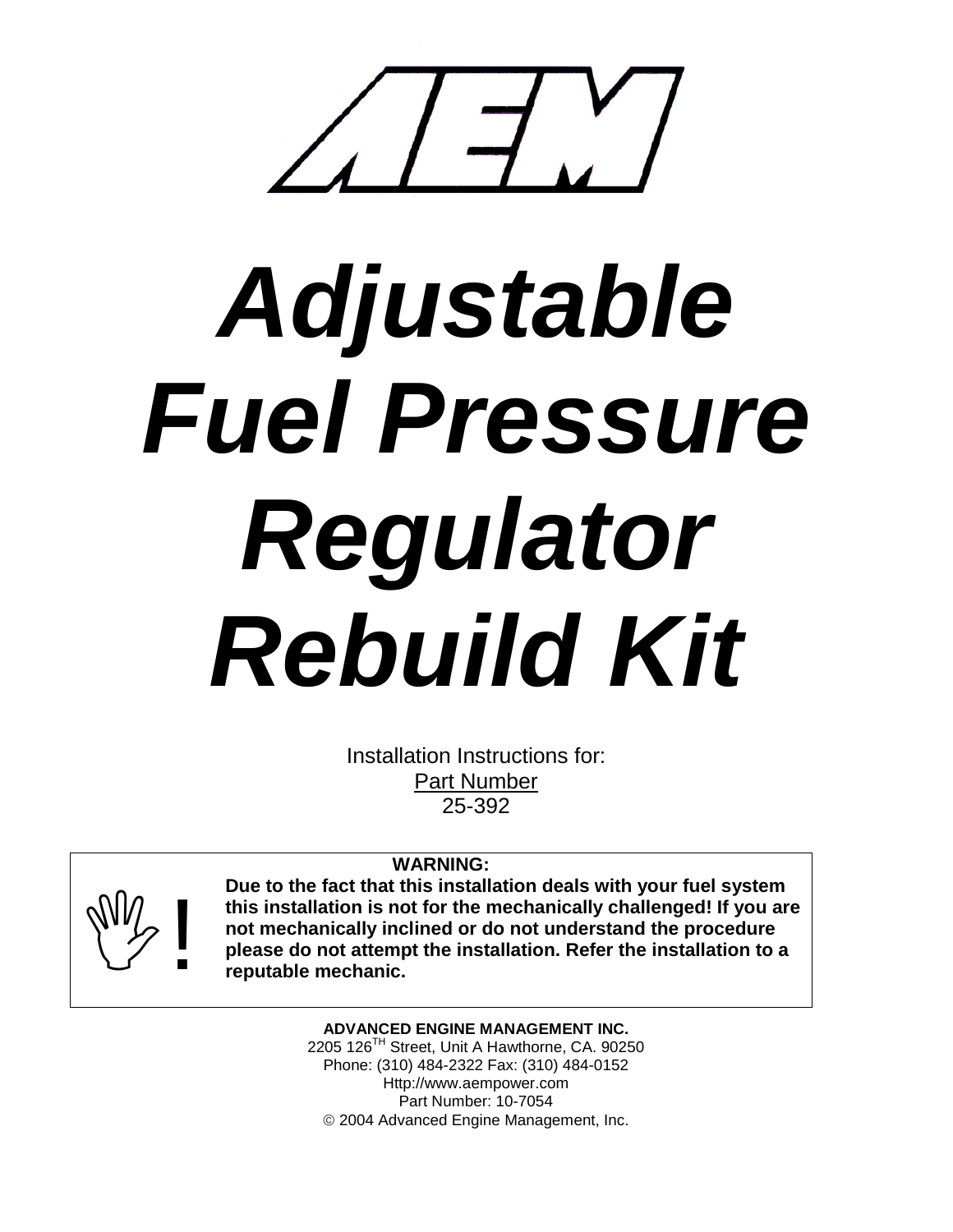# AEM

# Adjustable Fuel Pressure Regulator Rebuild Kit

Installation Instructions for:
Part Number
25-392

**WARNING:**
**Due to the fact that this installation deals with your fuel system this installation is not for the mechanically challenged! If you are not mechanically inclined or do not understand the procedure please do not attempt the installation. Refer the installation to a reputable mechanic.**

**ADVANCED ENGINE MANAGEMENT INC.**
2205 126TH Street, Unit A Hawthorne, CA. 90250
Phone: (310) 484-2322 Fax: (310) 484-0152
Http://www.aempower.com
Part Number: 10-7054
© 2004 Advanced Engine Management, Inc.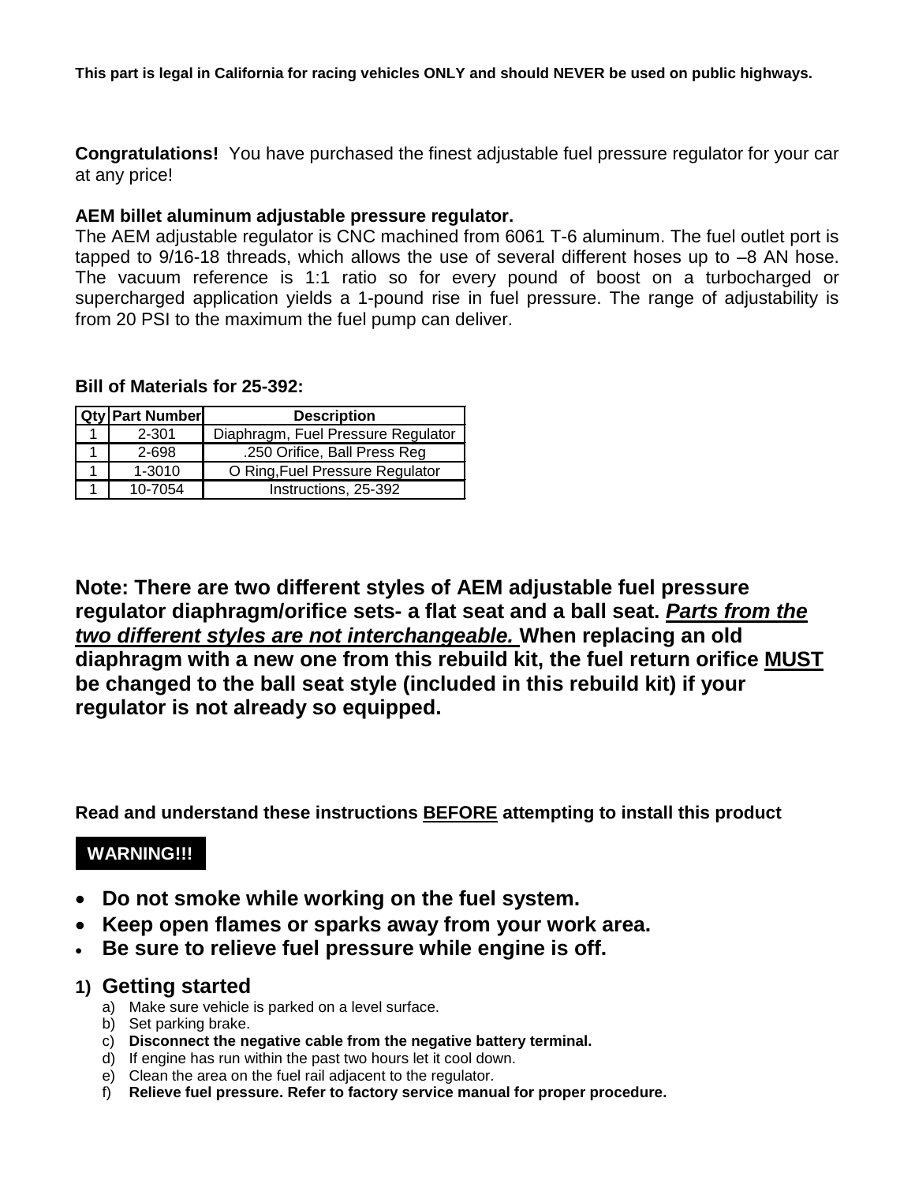**This part is legal in California for racing vehicles ONLY and should NEVER be used on public highways.**

**Congratulations!** You have purchased the finest adjustable fuel pressure regulator for your car at any price!

**AEM billet aluminum adjustable pressure regulator.**

The AEM adjustable regulator is CNC machined from 6061 T-6 aluminum. The fuel outlet port is tapped to 9/16-18 threads, which allows the use of several different hoses up to –8 AN hose. The vacuum reference is 1:1 ratio so for every pound of boost on a turbocharged or supercharged application yields a 1-pound rise in fuel pressure. The range of adjustability is from 20 PSI to the maximum the fuel pump can deliver.

**Bill of Materials for 25-392:**

| Qty | Part Number | Description |
|---|---|---|
| 1 | 2-301 | Diaphragm, Fuel Pressure Regulator |
| 1 | 2-698 | .250 Orifice, Ball Press Reg |
| 1 | 1-3010 | O Ring,Fuel Pressure Regulator |
| 1 | 10-7054 | Instructions, 25-392 |

**Note: There are two different styles of AEM adjustable fuel pressure regulator diaphragm/orifice sets- a flat seat and a ball seat. *<u>Parts from the two different styles are not interchangeable.</u>* When replacing an old diaphragm with a new one from this rebuild kit, the fuel return orifice <u>MUST</u> be changed to the ball seat style (included in this rebuild kit) if your regulator is not already so equipped.**

**Read and understand these instructions <u>BEFORE</u> attempting to install this product**

**WARNING!!!**

- **Do not smoke while working on the fuel system.**
- **Keep open flames or sparks away from your work area.**
- **Be sure to relieve fuel pressure while engine is off.**

## 1) Getting started

a) Make sure vehicle is parked on a level surface.
b) Set parking brake.
c) **Disconnect the negative cable from the negative battery terminal.**
d) If engine has run within the past two hours let it cool down.
e) Clean the area on the fuel rail adjacent to the regulator.
f) **Relieve fuel pressure. Refer to factory service manual for proper procedure.**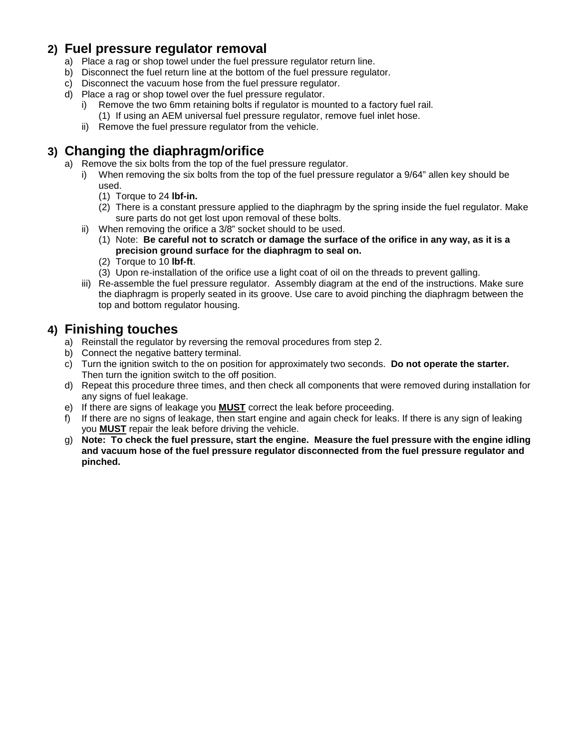## 2) Fuel pressure regulator removal

a) Place a rag or shop towel under the fuel pressure regulator return line.
b) Disconnect the fuel return line at the bottom of the fuel pressure regulator.
c) Disconnect the vacuum hose from the fuel pressure regulator.
d) Place a rag or shop towel over the fuel pressure regulator.
   i) Remove the two 6mm retaining bolts if regulator is mounted to a factory fuel rail.
      (1) If using an AEM universal fuel pressure regulator, remove fuel inlet hose.
   ii) Remove the fuel pressure regulator from the vehicle.

## 3) Changing the diaphragm/orifice

a) Remove the six bolts from the top of the fuel pressure regulator.
   i) When removing the six bolts from the top of the fuel pressure regulator a 9/64" allen key should be used.
      (1) Torque to 24 **lbf-in.**
      (2) There is a constant pressure applied to the diaphragm by the spring inside the fuel regulator. Make sure parts do not get lost upon removal of these bolts.
   ii) When removing the orifice a 3/8" socket should to be used.
      (1) Note: **Be careful not to scratch or damage the surface of the orifice in any way, as it is a precision ground surface for the diaphragm to seal on.**
      (2) Torque to 10 **lbf-ft**.
      (3) Upon re-installation of the orifice use a light coat of oil on the threads to prevent galling.
   iii) Re-assemble the fuel pressure regulator. Assembly diagram at the end of the instructions. Make sure the diaphragm is properly seated in its groove. Use care to avoid pinching the diaphragm between the top and bottom regulator housing.

## 4) Finishing touches

a) Reinstall the regulator by reversing the removal procedures from step 2.
b) Connect the negative battery terminal.
c) Turn the ignition switch to the on position for approximately two seconds. **Do not operate the starter.** Then turn the ignition switch to the off position.
d) Repeat this procedure three times, and then check all components that were removed during installation for any signs of fuel leakage.
e) If there are signs of leakage you <u>**MUST**</u> correct the leak before proceeding.
f) If there are no signs of leakage, then start engine and again check for leaks. If there is any sign of leaking you <u>**MUST**</u> repair the leak before driving the vehicle.
g) **Note: To check the fuel pressure, start the engine. Measure the fuel pressure with the engine idling and vacuum hose of the fuel pressure regulator disconnected from the fuel pressure regulator and pinched.**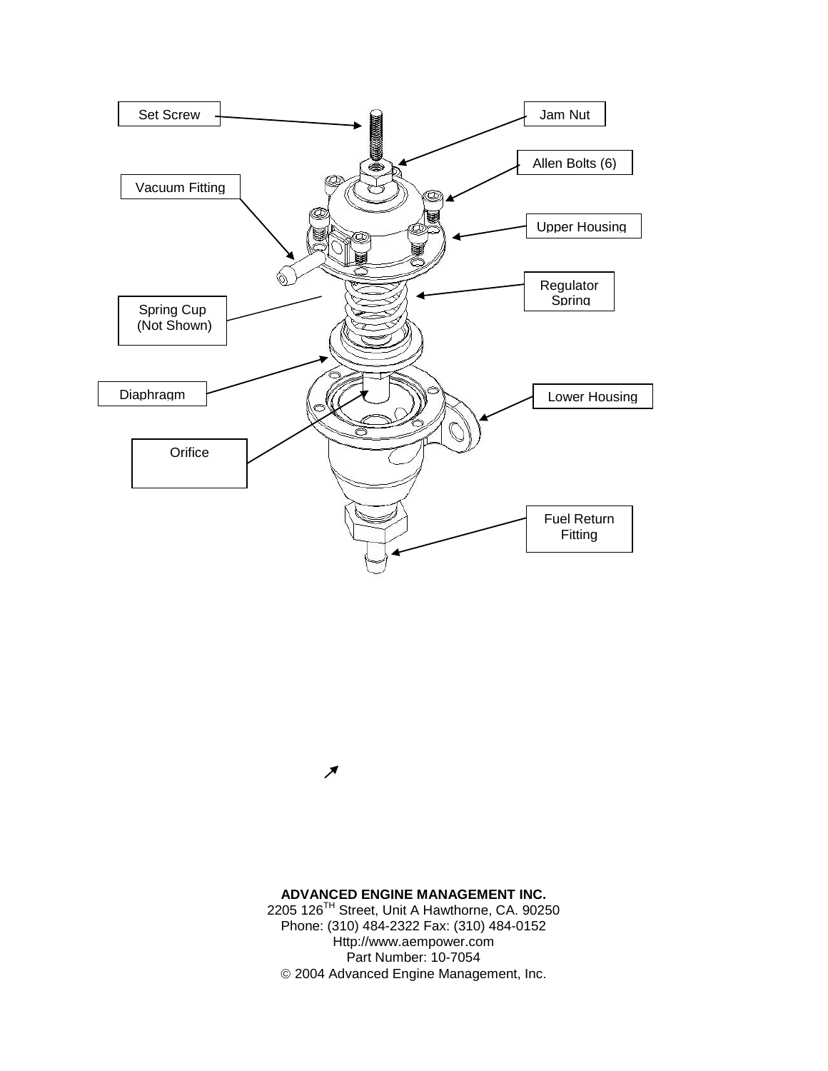Set Screw

Jam Nut

Allen Bolts (6)

Vacuum Fitting

Upper Housing

Regulator Spring

Spring Cup (Not Shown)

Diaphragm

Lower Housing

Orifice

Fuel Return Fitting

**ADVANCED ENGINE MANAGEMENT INC.**
2205 126^TH Street, Unit A Hawthorne, CA. 90250
Phone: (310) 484-2322 Fax: (310) 484-0152
Http://www.aempower.com
Part Number: 10-7054
© 2004 Advanced Engine Management, Inc.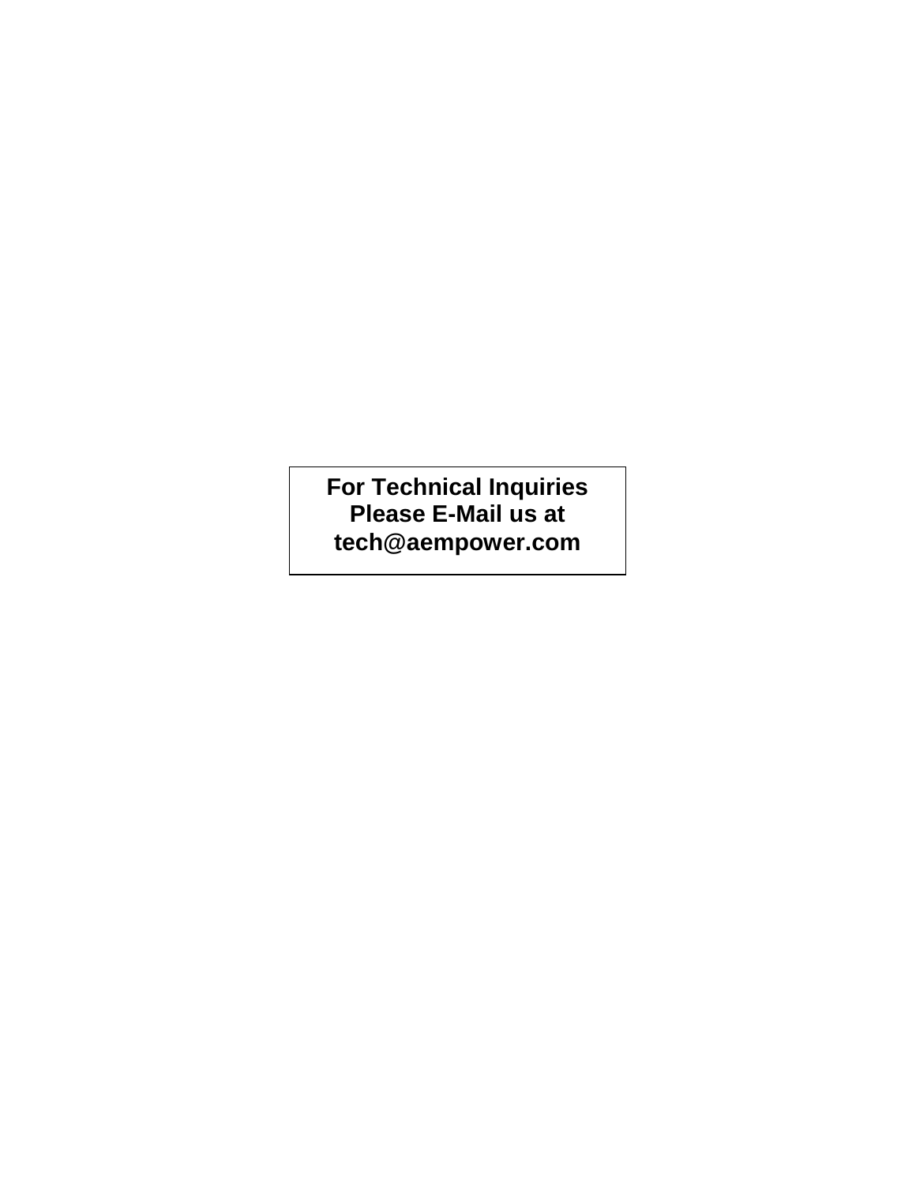**For Technical Inquiries**
**Please E-Mail us at**
**tech@aempower.com**